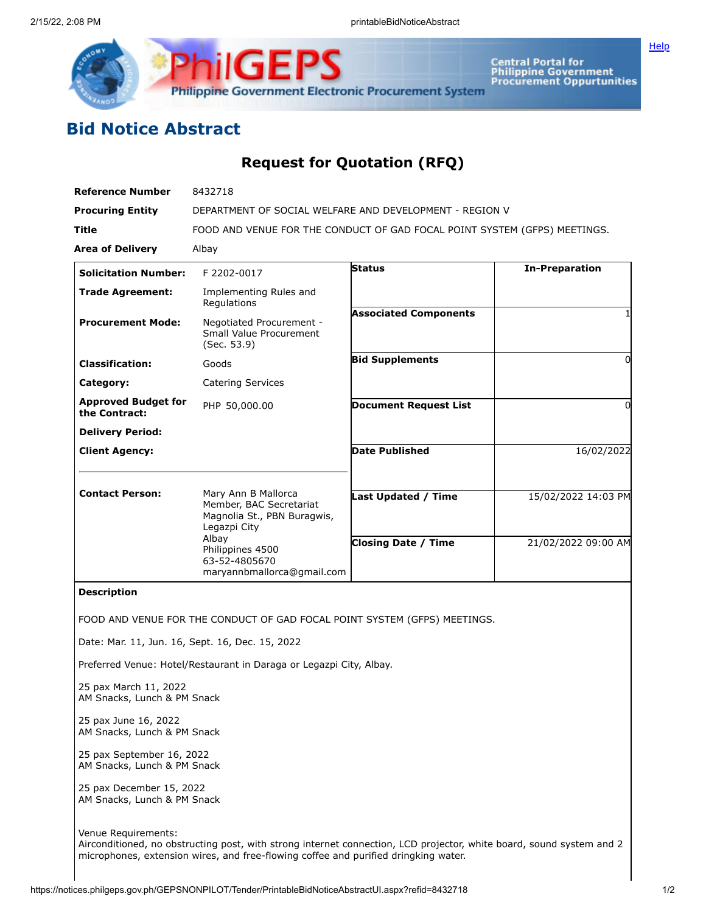# Bid Notice Abstract

## Request for Quotation (RFQ)

| | |
|---|---|
| **Reference Number** | 8432718 |
| **Procuring Entity** | DEPARTMENT OF SOCIAL WELFARE AND DEVELOPMENT - REGION V |
| **Title** | FOOD AND VENUE FOR THE CONDUCT OF GAD FOCAL POINT SYSTEM (GFPS) MEETINGS. |
| **Area of Delivery** | Albay |

| | | | |
|---|---|---|---|
| **Solicitation Number:** | F 2202-0017 | **Status** | In-Preparation |
| **Trade Agreement:** | Implementing Rules and Regulations | | |
| **Procurement Mode:** | Negotiated Procurement - Small Value Procurement (Sec. 53.9) | **Associated Components** | 1 |
| **Classification:** | Goods | **Bid Supplements** | 0 |
| **Category:** | Catering Services | | |
| **Approved Budget for the Contract:** | PHP 50,000.00 | **Document Request List** | 0 |
| **Delivery Period:** | | | |
| **Client Agency:** | | **Date Published** | 16/02/2022 |
| **Contact Person:** | Mary Ann B Mallorca<br>Member, BAC Secretariat<br>Magnolia St., PBN Buragwis, Legazpi City<br>Albay<br>Philippines 4500<br>63-52-4805670<br>maryannbmallorca@gmail.com | **Last Updated / Time** | 15/02/2022 14:03 PM |
| | | **Closing Date / Time** | 21/02/2022 09:00 AM |

**Description**

FOOD AND VENUE FOR THE CONDUCT OF GAD FOCAL POINT SYSTEM (GFPS) MEETINGS.

Date: Mar. 11, Jun. 16, Sept. 16, Dec. 15, 2022

Preferred Venue: Hotel/Restaurant in Daraga or Legazpi City, Albay.

25 pax March 11, 2022
AM Snacks, Lunch & PM Snack

25 pax June 16, 2022
AM Snacks, Lunch & PM Snack

25 pax September 16, 2022
AM Snacks, Lunch & PM Snack

25 pax December 15, 2022
AM Snacks, Lunch & PM Snack

Venue Requirements:
Airconditioned, no obstructing post, with strong internet connection, LCD projector, white board, sound system and 2 microphones, extension wires, and free-flowing coffee and purified dringking water.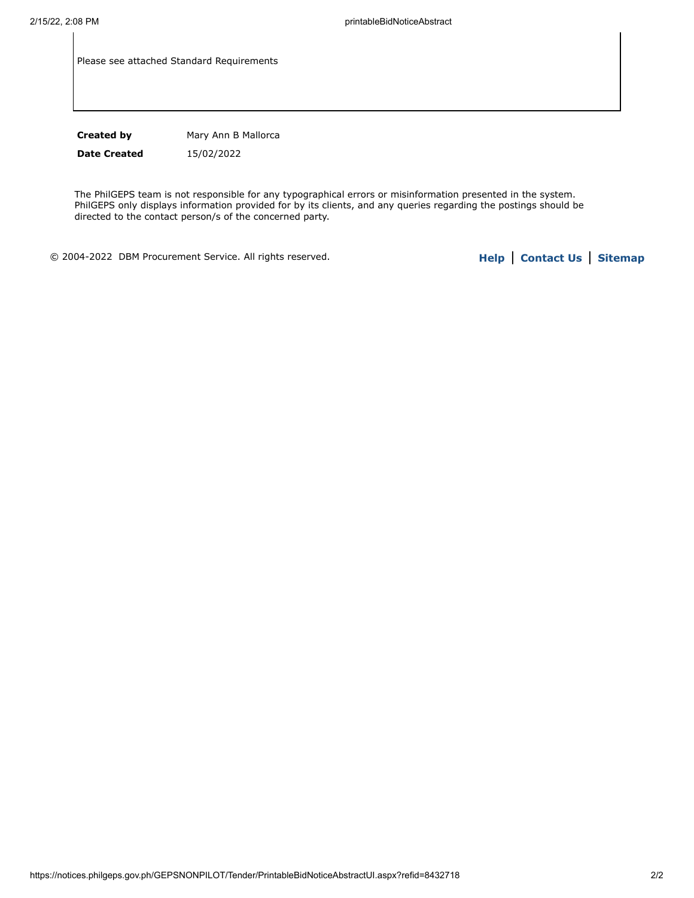Please see attached Standard Requirements

| | |
|---|---|
| **Created by** | Mary Ann B Mallorca |
| **Date Created** | 15/02/2022 |

The PhilGEPS team is not responsible for any typographical errors or misinformation presented in the system. PhilGEPS only displays information provided for by its clients, and any queries regarding the postings should be directed to the contact person/s of the concerned party.

© 2004-2022 DBM Procurement Service. All rights reserved.

**Help** | **Contact Us** | **Sitemap**